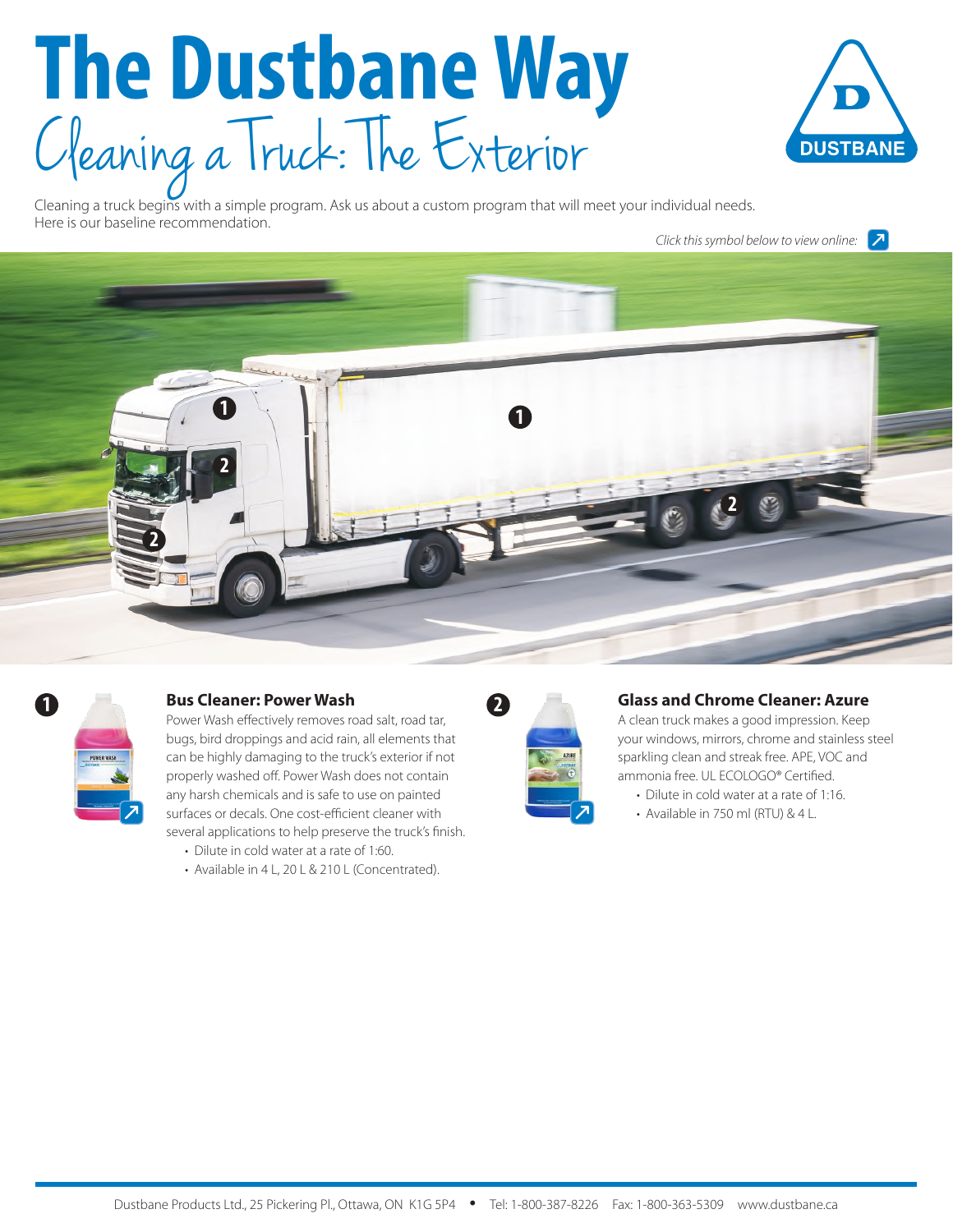# The Dustbane Way

## Cleaning a Truck: The Exterior

Cleaning a truck begins with a simple program. Ask us about a custom program that will meet your individual needs. Here is our baseline recommendation.

*Click this symbol below to view online:*

### 1 Bus Cleaner: Power Wash

Power Wash effectively removes road salt, road tar, bugs, bird droppings and acid rain, all elements that can be highly damaging to the truck's exterior if not properly washed off. Power Wash does not contain any harsh chemicals and is safe to use on painted surfaces or decals. One cost-efficient cleaner with several applications to help preserve the truck's finish.

- Dilute in cold water at a rate of 1:60.
- Available in 4 L, 20 L & 210 L (Concentrated).

### 2 Glass and Chrome Cleaner: Azure

A clean truck makes a good impression. Keep your windows, mirrors, chrome and stainless steel sparkling clean and streak free. APE, VOC and ammonia free. UL ECOLOGO® Certified.

- Dilute in cold water at a rate of 1:16.
- Available in 750 ml (RTU) & 4 L.

Dustbane Products Ltd., 25 Pickering Pl., Ottawa, ON K1G 5P4 • Tel: 1-800-387-8226 Fax: 1-800-363-5309 www.dustbane.ca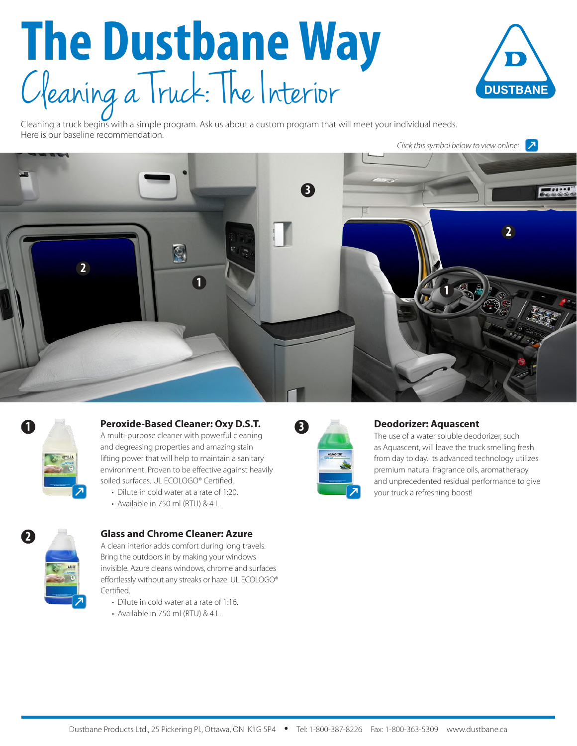# The Dustbane Way

## Cleaning a Truck: The Interior

Cleaning a truck begins with a simple program. Ask us about a custom program that will meet your individual needs. Here is our baseline recommendation.

*Click this symbol below to view online:*

### 1 Peroxide-Based Cleaner: Oxy D.S.T.

A multi-purpose cleaner with powerful cleaning and degreasing properties and amazing stain lifting power that will help to maintain a sanitary environment. Proven to be effective against heavily soiled surfaces. UL ECOLOGO® Certified.

- Dilute in cold water at a rate of 1:20.
- Available in 750 ml (RTU) & 4 L.

### 2 Glass and Chrome Cleaner: Azure

A clean interior adds comfort during long travels. Bring the outdoors in by making your windows invisible. Azure cleans windows, chrome and surfaces effortlessly without any streaks or haze. UL ECOLOGO® Certified.

- Dilute in cold water at a rate of 1:16.
- Available in 750 ml (RTU) & 4 L.

### 3 Deodorizer: Aquascent

The use of a water soluble deodorizer, such as Aquascent, will leave the truck smelling fresh from day to day. Its advanced technology utilizes premium natural fragrance oils, aromatherapy and unprecedented residual performance to give your truck a refreshing boost!

Dustbane Products Ltd., 25 Pickering Pl., Ottawa, ON K1G 5P4 • Tel: 1-800-387-8226 Fax: 1-800-363-5309 www.dustbane.ca